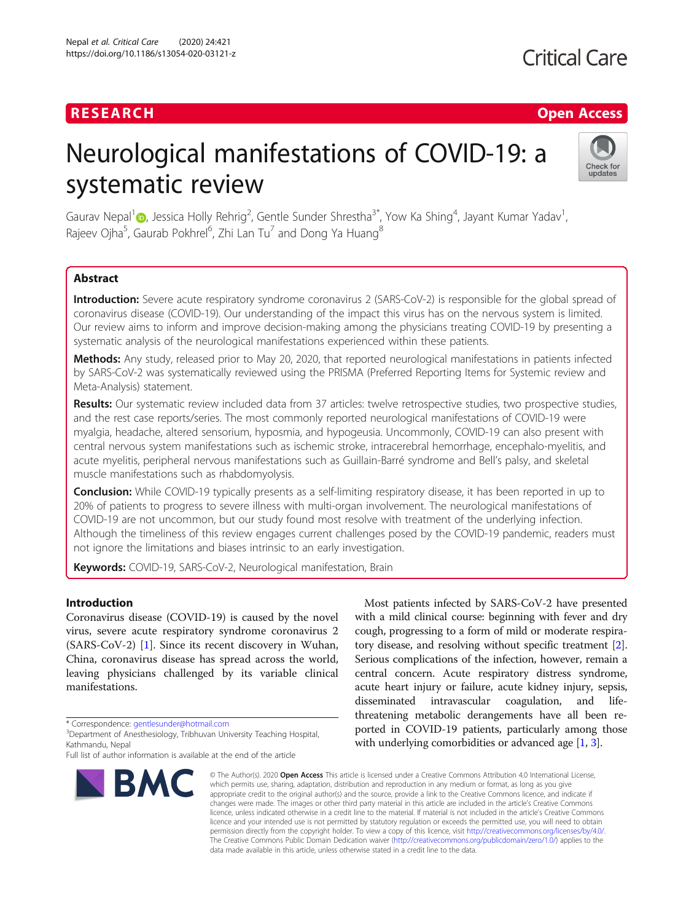RESEARCH Open Access

# Neurological manifestations of COVID-19: a systematic review

Gaurav Nepal[1], Jessica Holly Rehrig[2], Gentle Sunder Shrestha[3*], Yow Ka Shing[4], Jayant Kumar Yadav[1], Rajeev Ojha[5], Gaurab Pokhrel[6], Zhi Lan Tu[7] and Dong Ya Huang[8]

## Abstract

**Introduction:** Severe acute respiratory syndrome coronavirus 2 (SARS-CoV-2) is responsible for the global spread of coronavirus disease (COVID-19). Our understanding of the impact this virus has on the nervous system is limited. Our review aims to inform and improve decision-making among the physicians treating COVID-19 by presenting a systematic analysis of the neurological manifestations experienced within these patients.

**Methods:** Any study, released prior to May 20, 2020, that reported neurological manifestations in patients infected by SARS-CoV-2 was systematically reviewed using the PRISMA (Preferred Reporting Items for Systemic review and Meta-Analysis) statement.

**Results:** Our systematic review included data from 37 articles: twelve retrospective studies, two prospective studies, and the rest case reports/series. The most commonly reported neurological manifestations of COVID-19 were myalgia, headache, altered sensorium, hyposmia, and hypogeusia. Uncommonly, COVID-19 can also present with central nervous system manifestations such as ischemic stroke, intracerebral hemorrhage, encephalo-myelitis, and acute myelitis, peripheral nervous manifestations such as Guillain-Barré syndrome and Bell's palsy, and skeletal muscle manifestations such as rhabdomyolysis.

**Conclusion:** While COVID-19 typically presents as a self-limiting respiratory disease, it has been reported in up to 20% of patients to progress to severe illness with multi-organ involvement. The neurological manifestations of COVID-19 are not uncommon, but our study found most resolve with treatment of the underlying infection. Although the timeliness of this review engages current challenges posed by the COVID-19 pandemic, readers must not ignore the limitations and biases intrinsic to an early investigation.

**Keywords:** COVID-19, SARS-CoV-2, Neurological manifestation, Brain

## Introduction

Coronavirus disease (COVID-19) is caused by the novel virus, severe acute respiratory syndrome coronavirus 2 (SARS-CoV-2) [1]. Since its recent discovery in Wuhan, China, coronavirus disease has spread across the world, leaving physicians challenged by its variable clinical manifestations.

Most patients infected by SARS-CoV-2 have presented with a mild clinical course: beginning with fever and dry cough, progressing to a form of mild or moderate respiratory disease, and resolving without specific treatment [2]. Serious complications of the infection, however, remain a central concern. Acute respiratory distress syndrome, acute heart injury or failure, acute kidney injury, sepsis, disseminated intravascular coagulation, and life-threatening metabolic derangements have all been reported in COVID-19 patients, particularly among those with underlying comorbidities or advanced age [1, 3].

* Correspondence: gentlesunder@hotmail.com
[3]Department of Anesthesiology, Tribhuvan University Teaching Hospital, Kathmandu, Nepal
Full list of author information is available at the end of the article

© The Author(s). 2020 **Open Access** This article is licensed under a Creative Commons Attribution 4.0 International License, which permits use, sharing, adaptation, distribution and reproduction in any medium or format, as long as you give appropriate credit to the original author(s) and the source, provide a link to the Creative Commons licence, and indicate if changes were made. The images or other third party material in this article are included in the article's Creative Commons licence, unless indicated otherwise in a credit line to the material. If material is not included in the article's Creative Commons licence and your intended use is not permitted by statutory regulation or exceeds the permitted use, you will need to obtain permission directly from the copyright holder. To view a copy of this licence, visit http://creativecommons.org/licenses/by/4.0/. The Creative Commons Public Domain Dedication waiver (http://creativecommons.org/publicdomain/zero/1.0/) applies to the data made available in this article, unless otherwise stated in a credit line to the data.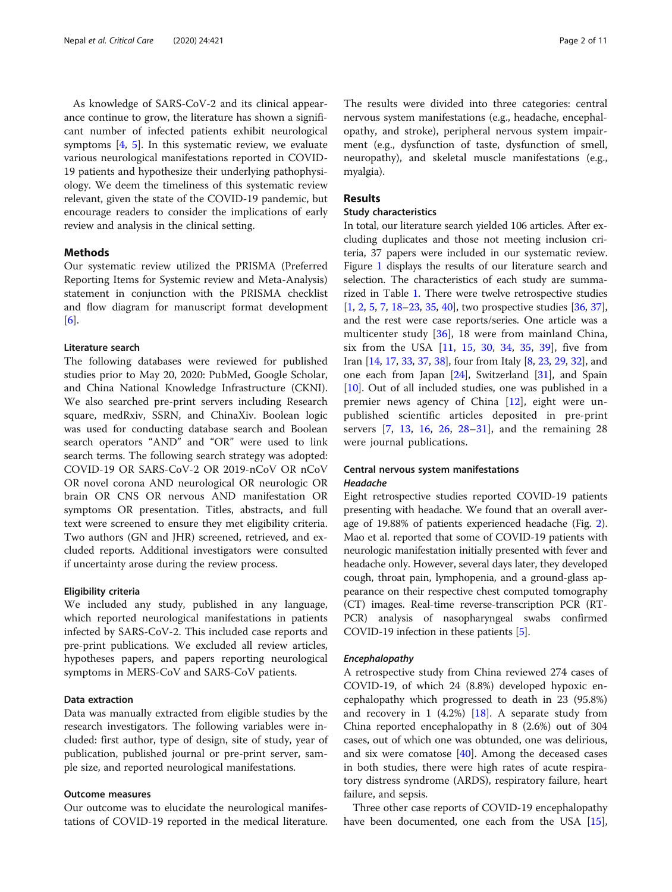As knowledge of SARS-CoV-2 and its clinical appearance continue to grow, the literature has shown a significant number of infected patients exhibit neurological symptoms [4, 5]. In this systematic review, we evaluate various neurological manifestations reported in COVID-19 patients and hypothesize their underlying pathophysiology. We deem the timeliness of this systematic review relevant, given the state of the COVID-19 pandemic, but encourage readers to consider the implications of early review and analysis in the clinical setting.

## Methods

Our systematic review utilized the PRISMA (Preferred Reporting Items for Systemic review and Meta-Analysis) statement in conjunction with the PRISMA checklist and flow diagram for manuscript format development [6].

### Literature search

The following databases were reviewed for published studies prior to May 20, 2020: PubMed, Google Scholar, and China National Knowledge Infrastructure (CKNI). We also searched pre-print servers including Research square, medRxiv, SSRN, and ChinaXiv. Boolean logic was used for conducting database search and Boolean search operators "AND" and "OR" were used to link search terms. The following search strategy was adopted: COVID-19 OR SARS-CoV-2 OR 2019-nCoV OR nCoV OR novel corona AND neurological OR neurologic OR brain OR CNS OR nervous AND manifestation OR symptoms OR presentation. Titles, abstracts, and full text were screened to ensure they met eligibility criteria. Two authors (GN and JHR) screened, retrieved, and excluded reports. Additional investigators were consulted if uncertainty arose during the review process.

### Eligibility criteria

We included any study, published in any language, which reported neurological manifestations in patients infected by SARS-CoV-2. This included case reports and pre-print publications. We excluded all review articles, hypotheses papers, and papers reporting neurological symptoms in MERS-CoV and SARS-CoV patients.

### Data extraction

Data was manually extracted from eligible studies by the research investigators. The following variables were included: first author, type of design, site of study, year of publication, published journal or pre-print server, sample size, and reported neurological manifestations.

### Outcome measures

Our outcome was to elucidate the neurological manifestations of COVID-19 reported in the medical literature. The results were divided into three categories: central nervous system manifestations (e.g., headache, encephalopathy, and stroke), peripheral nervous system impairment (e.g., dysfunction of taste, dysfunction of smell, neuropathy), and skeletal muscle manifestations (e.g., myalgia).

## Results

### Study characteristics

In total, our literature search yielded 106 articles. After excluding duplicates and those not meeting inclusion criteria, 37 papers were included in our systematic review. Figure 1 displays the results of our literature search and selection. The characteristics of each study are summarized in Table 1. There were twelve retrospective studies [1, 2, 5, 7, 18–23, 35, 40], two prospective studies [36, 37], and the rest were case reports/series. One article was a multicenter study [36], 18 were from mainland China, six from the USA [11, 15, 30, 34, 35, 39], five from Iran [14, 17, 33, 37, 38], four from Italy [8, 23, 29, 32], and one each from Japan [24], Switzerland [31], and Spain [10]. Out of all included studies, one was published in a premier news agency of China [12], eight were unpublished scientific articles deposited in pre-print servers [7, 13, 16, 26, 28–31], and the remaining 28 were journal publications.

### Central nervous system manifestations

#### *Headache*

Eight retrospective studies reported COVID-19 patients presenting with headache. We found that an overall average of 19.88% of patients experienced headache (Fig. 2). Mao et al. reported that some of COVID-19 patients with neurologic manifestation initially presented with fever and headache only. However, several days later, they developed cough, throat pain, lymphopenia, and a ground-glass appearance on their respective chest computed tomography (CT) images. Real-time reverse-transcription PCR (RT-PCR) analysis of nasopharyngeal swabs confirmed COVID-19 infection in these patients [5].

#### *Encephalopathy*

A retrospective study from China reviewed 274 cases of COVID-19, of which 24 (8.8%) developed hypoxic encephalopathy which progressed to death in 23 (95.8%) and recovery in 1 (4.2%) [18]. A separate study from China reported encephalopathy in 8 (2.6%) out of 304 cases, out of which one was obtunded, one was delirious, and six were comatose [40]. Among the deceased cases in both studies, there were high rates of acute respiratory distress syndrome (ARDS), respiratory failure, heart failure, and sepsis.

Three other case reports of COVID-19 encephalopathy have been documented, one each from the USA [15],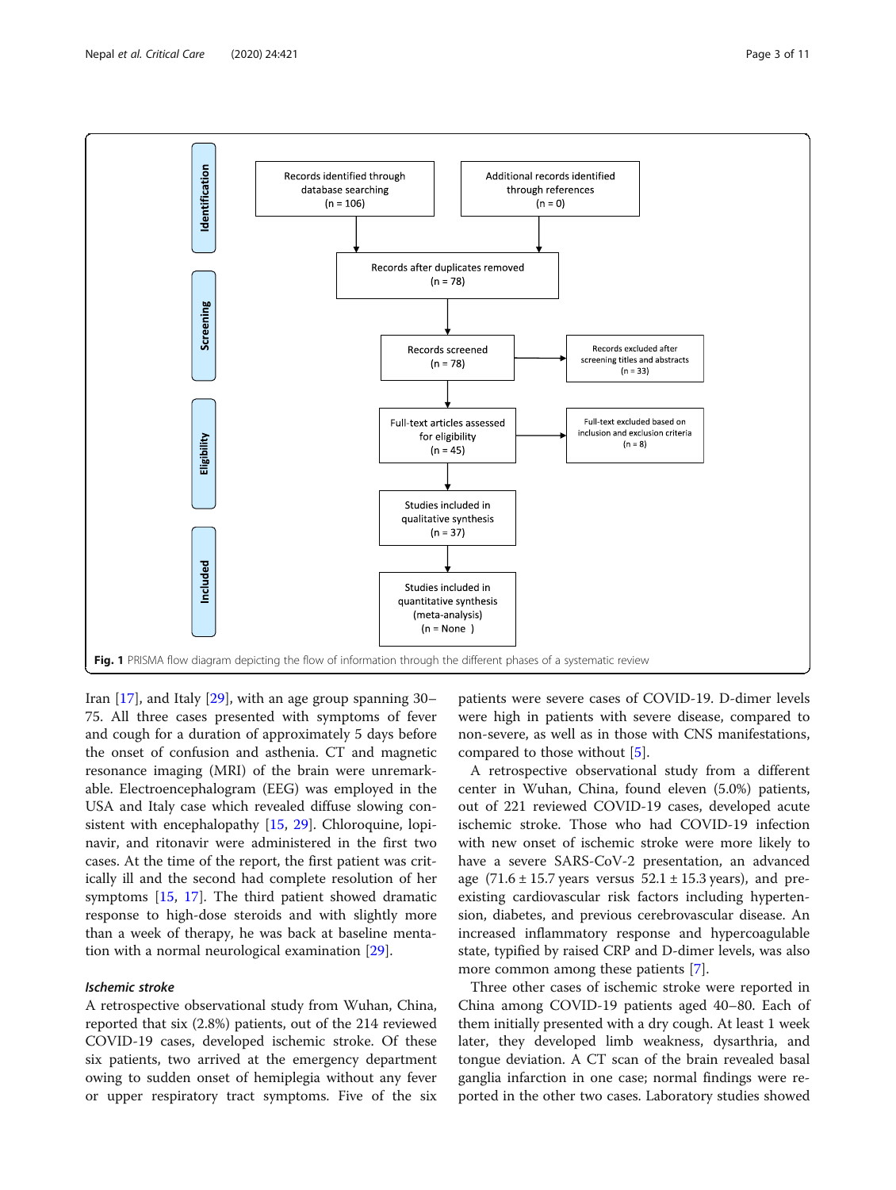**Identification**

- Records identified through database searching (n = 106)
- Additional records identified through references (n = 0)

**Screening**

- Records after duplicates removed (n = 78)
- Records screened (n = 78)
- Records excluded after screening titles and abstracts (n = 33)

**Eligibility**

- Full-text articles assessed for eligibility (n = 45)
- Full-text excluded based on inclusion and exclusion criteria (n = 8)

**Included**

- Studies included in qualitative synthesis (n = 37)
- Studies included in quantitative synthesis (meta-analysis) (n = None )

**Fig. 1** PRISMA flow diagram depicting the flow of information through the different phases of a systematic review

Iran [17], and Italy [29], with an age group spanning 30–75. All three cases presented with symptoms of fever and cough for a duration of approximately 5 days before the onset of confusion and asthenia. CT and magnetic resonance imaging (MRI) of the brain were unremarkable. Electroencephalogram (EEG) was employed in the USA and Italy case which revealed diffuse slowing consistent with encephalopathy [15, 29]. Chloroquine, lopinavir, and ritonavir were administered in the first two cases. At the time of the report, the first patient was critically ill and the second had complete resolution of her symptoms [15, 17]. The third patient showed dramatic response to high-dose steroids and with slightly more than a week of therapy, he was back at baseline mentation with a normal neurological examination [29].

### *Ischemic stroke*

A retrospective observational study from Wuhan, China, reported that six (2.8%) patients, out of the 214 reviewed COVID-19 cases, developed ischemic stroke. Of these six patients, two arrived at the emergency department owing to sudden onset of hemiplegia without any fever or upper respiratory tract symptoms. Five of the six patients were severe cases of COVID-19. D-dimer levels were high in patients with severe disease, compared to non-severe, as well as in those with CNS manifestations, compared to those without [5].

A retrospective observational study from a different center in Wuhan, China, found eleven (5.0%) patients, out of 221 reviewed COVID-19 cases, developed acute ischemic stroke. Those who had COVID-19 infection with new onset of ischemic stroke were more likely to have a severe SARS-CoV-2 presentation, an advanced age (71.6 ± 15.7 years versus 52.1 ± 15.3 years), and pre-existing cardiovascular risk factors including hypertension, diabetes, and previous cerebrovascular disease. An increased inflammatory response and hypercoagulable state, typified by raised CRP and D-dimer levels, was also more common among these patients [7].

Three other cases of ischemic stroke were reported in China among COVID-19 patients aged 40–80. Each of them initially presented with a dry cough. At least 1 week later, they developed limb weakness, dysarthria, and tongue deviation. A CT scan of the brain revealed basal ganglia infarction in one case; normal findings were reported in the other two cases. Laboratory studies showed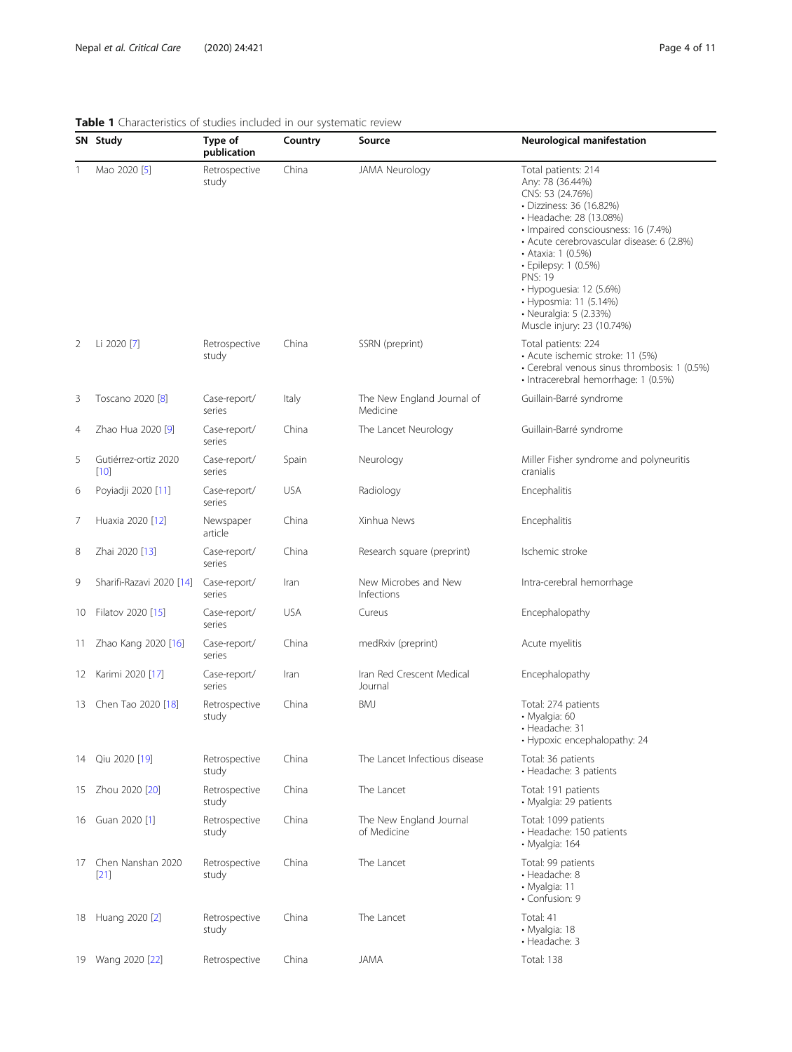**Table 1** Characteristics of studies included in our systematic review

| SN | Study | Type of publication | Country | Source | Neurological manifestation |
|---|---|---|---|---|---|
| 1 | Mao 2020 [5] | Retrospective study | China | JAMA Neurology | Total patients: 214<br>Any: 78 (36.44%)<br>CNS: 53 (24.76%)<br>• Dizziness: 36 (16.82%)<br>• Headache: 28 (13.08%)<br>• Impaired consciousness: 16 (7.4%)<br>• Acute cerebrovascular disease: 6 (2.8%)<br>• Ataxia: 1 (0.5%)<br>• Epilepsy: 1 (0.5%)<br>PNS: 19<br>• Hypoguesia: 12 (5.6%)<br>• Hyposmia: 11 (5.14%)<br>• Neuralgia: 5 (2.33%)<br>Muscle injury: 23 (10.74%) |
| 2 | Li 2020 [7] | Retrospective study | China | SSRN (preprint) | Total patients: 224<br>• Acute ischemic stroke: 11 (5%)<br>• Cerebral venous sinus thrombosis: 1 (0.5%)<br>• Intracerebral hemorrhage: 1 (0.5%) |
| 3 | Toscano 2020 [8] | Case-report/series | Italy | The New England Journal of Medicine | Guillain-Barré syndrome |
| 4 | Zhao Hua 2020 [9] | Case-report/series | China | The Lancet Neurology | Guillain-Barré syndrome |
| 5 | Gutiérrez-ortiz 2020 [10] | Case-report/series | Spain | Neurology | Miller Fisher syndrome and polyneuritis cranialis |
| 6 | Poyiadji 2020 [11] | Case-report/series | USA | Radiology | Encephalitis |
| 7 | Huaxia 2020 [12] | Newspaper article | China | Xinhua News | Encephalitis |
| 8 | Zhai 2020 [13] | Case-report/series | China | Research square (preprint) | Ischemic stroke |
| 9 | Sharifi-Razavi 2020 [14] | Case-report/series | Iran | New Microbes and New Infections | Intra-cerebral hemorrhage |
| 10 | Filatov 2020 [15] | Case-report/series | USA | Cureus | Encephalopathy |
| 11 | Zhao Kang 2020 [16] | Case-report/series | China | medRxiv (preprint) | Acute myelitis |
| 12 | Karimi 2020 [17] | Case-report/series | Iran | Iran Red Crescent Medical Journal | Encephalopathy |
| 13 | Chen Tao 2020 [18] | Retrospective study | China | BMJ | Total: 274 patients<br>• Myalgia: 60<br>• Headache: 31<br>• Hypoxic encephalopathy: 24 |
| 14 | Qiu 2020 [19] | Retrospective study | China | The Lancet Infectious disease | Total: 36 patients<br>• Headache: 3 patients |
| 15 | Zhou 2020 [20] | Retrospective study | China | The Lancet | Total: 191 patients<br>• Myalgia: 29 patients |
| 16 | Guan 2020 [1] | Retrospective study | China | The New England Journal of Medicine | Total: 1099 patients<br>• Headache: 150 patients<br>• Myalgia: 164 |
| 17 | Chen Nanshan 2020 [21] | Retrospective study | China | The Lancet | Total: 99 patients<br>• Headache: 8<br>• Myalgia: 11<br>• Confusion: 9 |
| 18 | Huang 2020 [2] | Retrospective study | China | The Lancet | Total: 41<br>• Myalgia: 18<br>• Headache: 3 |
| 19 | Wang 2020 [22] | Retrospective | China | JAMA | Total: 138 |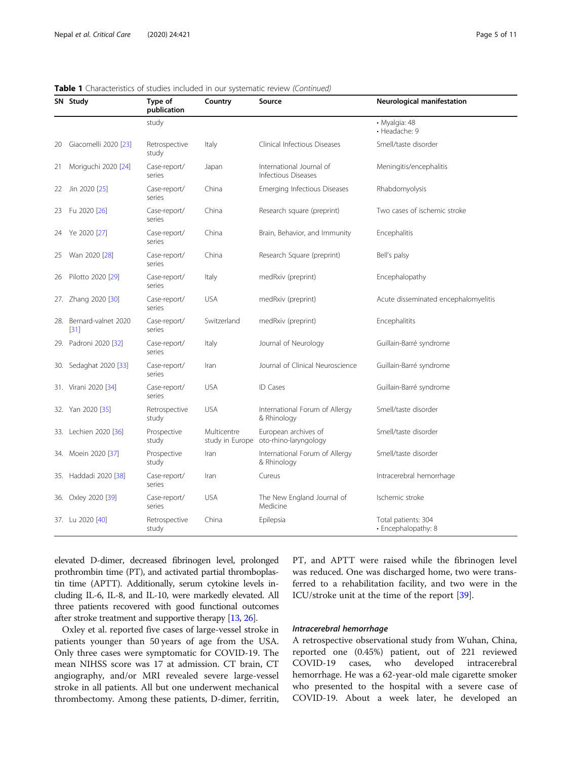**Table 1** Characteristics of studies included in our systematic review *(Continued)*

| SN | Study | Type of publication | Country | Source | Neurological manifestation |
|---|---|---|---|---|---|
| | | study | | | • Myalgia: 48<br>• Headache: 9 |
| 20 | Giacomelli 2020 [23] | Retrospective study | Italy | Clinical Infectious Diseases | Smell/taste disorder |
| 21 | Moriguchi 2020 [24] | Case-report/series | Japan | International Journal of Infectious Diseases | Meningitis/encephalitis |
| 22 | Jin 2020 [25] | Case-report/series | China | Emerging Infectious Diseases | Rhabdomyolysis |
| 23 | Fu 2020 [26] | Case-report/series | China | Research square (preprint) | Two cases of ischemic stroke |
| 24 | Ye 2020 [27] | Case-report/series | China | Brain, Behavior, and Immunity | Encephalitis |
| 25 | Wan 2020 [28] | Case-report/series | China | Research Square (preprint) | Bell's palsy |
| 26 | Pilotto 2020 [29] | Case-report/series | Italy | medRxiv (preprint) | Encephalopathy |
| 27. | Zhang 2020 [30] | Case-report/series | USA | medRxiv (preprint) | Acute disseminated encephalomyelitis |
| 28. | Bernard-valnet 2020 [31] | Case-report/series | Switzerland | medRxiv (preprint) | Encephalitits |
| 29. | Padroni 2020 [32] | Case-report/series | Italy | Journal of Neurology | Guillain-Barré syndrome |
| 30. | Sedaghat 2020 [33] | Case-report/series | Iran | Journal of Clinical Neuroscience | Guillain-Barré syndrome |
| 31. | Virani 2020 [34] | Case-report/series | USA | ID Cases | Guillain-Barré syndrome |
| 32. | Yan 2020 [35] | Retrospective study | USA | International Forum of Allergy & Rhinology | Smell/taste disorder |
| 33. | Lechien 2020 [36] | Prospective study | Multicentre study in Europe | European archives of oto-rhino-laryngology | Smell/taste disorder |
| 34. | Moein 2020 [37] | Prospective study | Iran | International Forum of Allergy & Rhinology | Smell/taste disorder |
| 35. | Haddadi 2020 [38] | Case-report/series | Iran | Cureus | Intracerebral hemorrhage |
| 36. | Oxley 2020 [39] | Case-report/series | USA | The New England Journal of Medicine | Ischemic stroke |
| 37. | Lu 2020 [40] | Retrospective study | China | Epilepsia | Total patients: 304<br>• Encephalopathy: 8 |

elevated D-dimer, decreased fibrinogen level, prolonged prothrombin time (PT), and activated partial thromboplastin time (APTT). Additionally, serum cytokine levels including IL-6, IL-8, and IL-10, were markedly elevated. All three patients recovered with good functional outcomes after stroke treatment and supportive therapy [13, 26].

Oxley et al. reported five cases of large-vessel stroke in patients younger than 50 years of age from the USA. Only three cases were symptomatic for COVID-19. The mean NIHSS score was 17 at admission. CT brain, CT angiography, and/or MRI revealed severe large-vessel stroke in all patients. All but one underwent mechanical thrombectomy. Among these patients, D-dimer, ferritin, PT, and APTT were raised while the fibrinogen level was reduced. One was discharged home, two were transferred to a rehabilitation facility, and two were in the ICU/stroke unit at the time of the report [39].

#### *Intracerebral hemorrhage*

A retrospective observational study from Wuhan, China, reported one (0.45%) patient, out of 221 reviewed COVID-19 cases, who developed intracerebral hemorrhage. He was a 62-year-old male cigarette smoker who presented to the hospital with a severe case of COVID-19. About a week later, he developed an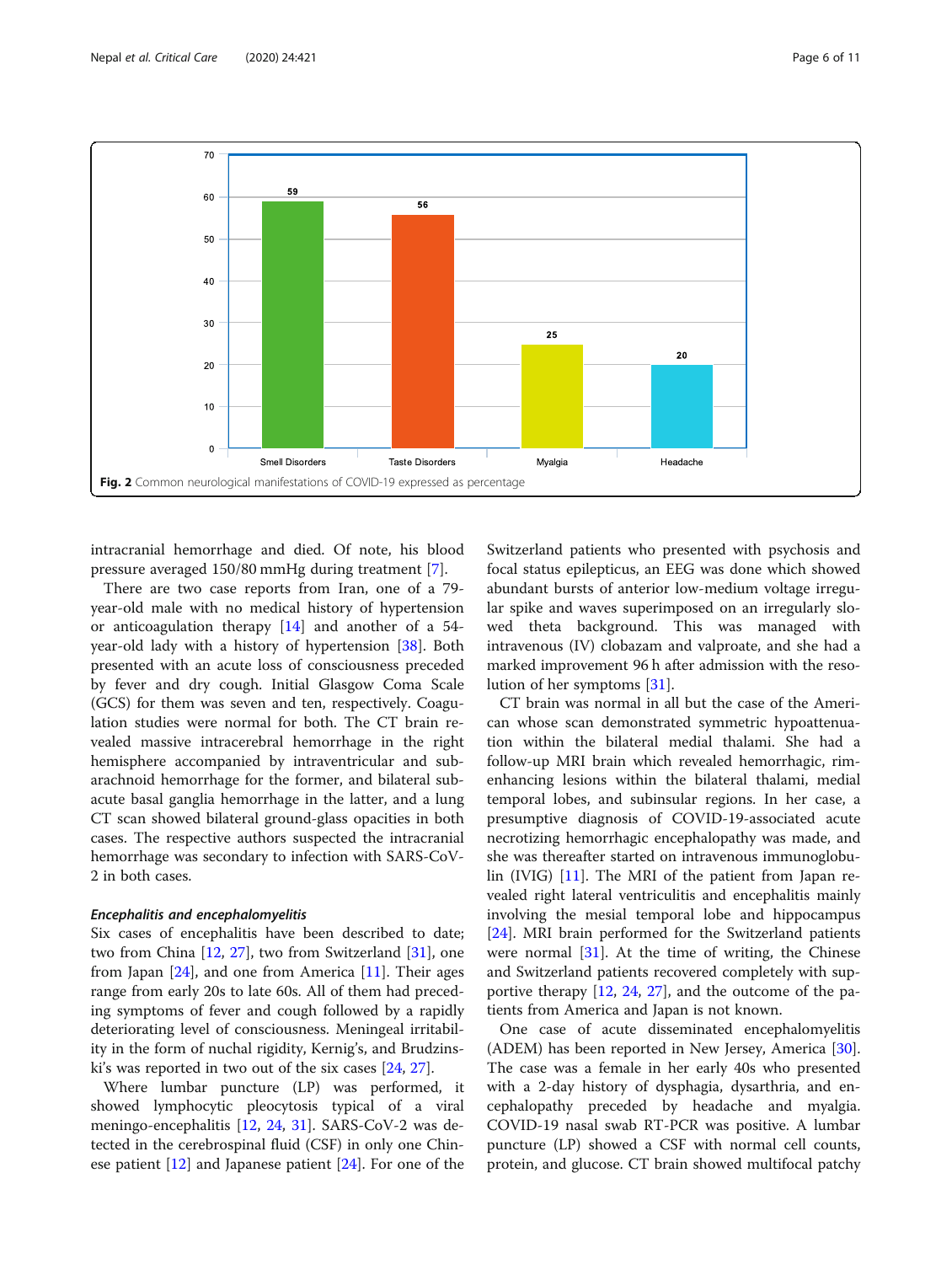Fig. 2 Common neurological manifestations of COVID-19 expressed as percentage

intracranial hemorrhage and died. Of note, his blood pressure averaged 150/80 mmHg during treatment [7].

There are two case reports from Iran, one of a 79-year-old male with no medical history of hypertension or anticoagulation therapy [14] and another of a 54-year-old lady with a history of hypertension [38]. Both presented with an acute loss of consciousness preceded by fever and dry cough. Initial Glasgow Coma Scale (GCS) for them was seven and ten, respectively. Coagulation studies were normal for both. The CT brain revealed massive intracerebral hemorrhage in the right hemisphere accompanied by intraventricular and subarachnoid hemorrhage for the former, and bilateral subacute basal ganglia hemorrhage in the latter, and a lung CT scan showed bilateral ground-glass opacities in both cases. The respective authors suspected the intracranial hemorrhage was secondary to infection with SARS-CoV-2 in both cases.

#### *Encephalitis and encephalomyelitis*

Six cases of encephalitis have been described to date; two from China [12, 27], two from Switzerland [31], one from Japan [24], and one from America [11]. Their ages range from early 20s to late 60s. All of them had preceding symptoms of fever and cough followed by a rapidly deteriorating level of consciousness. Meningeal irritability in the form of nuchal rigidity, Kernig's, and Brudzinski's was reported in two out of the six cases [24, 27].

Where lumbar puncture (LP) was performed, it showed lymphocytic pleocytosis typical of a viral meningo-encephalitis [12, 24, 31]. SARS-CoV-2 was detected in the cerebrospinal fluid (CSF) in only one Chinese patient [12] and Japanese patient [24]. For one of the Switzerland patients who presented with psychosis and focal status epilepticus, an EEG was done which showed abundant bursts of anterior low-medium voltage irregular spike and waves superimposed on an irregularly slowed theta background. This was managed with intravenous (IV) clobazam and valproate, and she had a marked improvement 96 h after admission with the resolution of her symptoms [31].

CT brain was normal in all but the case of the American whose scan demonstrated symmetric hypoattenuation within the bilateral medial thalami. She had a follow-up MRI brain which revealed hemorrhagic, rim-enhancing lesions within the bilateral thalami, medial temporal lobes, and subinsular regions. In her case, a presumptive diagnosis of COVID-19-associated acute necrotizing hemorrhagic encephalopathy was made, and she was thereafter started on intravenous immunoglobulin (IVIG) [11]. The MRI of the patient from Japan revealed right lateral ventriculitis and encephalitis mainly involving the mesial temporal lobe and hippocampus [24]. MRI brain performed for the Switzerland patients were normal [31]. At the time of writing, the Chinese and Switzerland patients recovered completely with supportive therapy [12, 24, 27], and the outcome of the patients from America and Japan is not known.

One case of acute disseminated encephalomyelitis (ADEM) has been reported in New Jersey, America [30]. The case was a female in her early 40s who presented with a 2-day history of dysphagia, dysarthria, and encephalopathy preceded by headache and myalgia. COVID-19 nasal swab RT-PCR was positive. A lumbar puncture (LP) showed a CSF with normal cell counts, protein, and glucose. CT brain showed multifocal patchy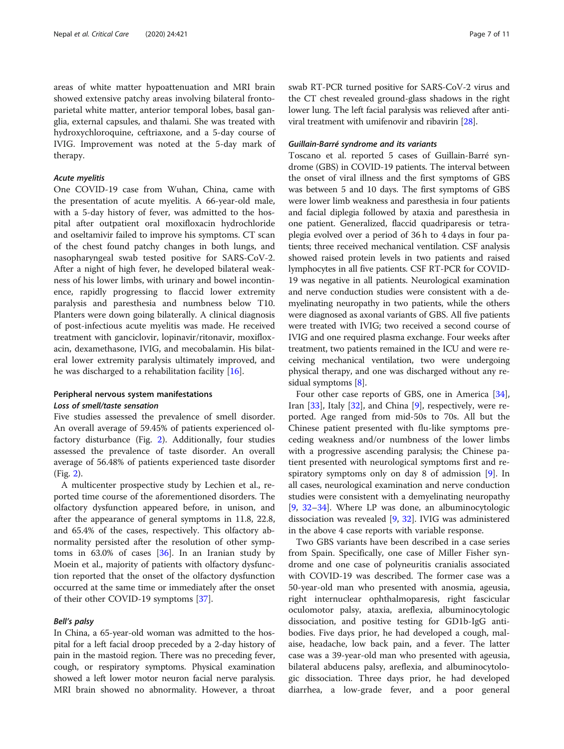areas of white matter hypoattenuation and MRI brain showed extensive patchy areas involving bilateral frontoparietal white matter, anterior temporal lobes, basal ganglia, external capsules, and thalami. She was treated with hydroxychloroquine, ceftriaxone, and a 5-day course of IVIG. Improvement was noted at the 5-day mark of therapy.

#### *Acute myelitis*

One COVID-19 case from Wuhan, China, came with the presentation of acute myelitis. A 66-year-old male, with a 5-day history of fever, was admitted to the hospital after outpatient oral moxifloxacin hydrochloride and oseltamivir failed to improve his symptoms. CT scan of the chest found patchy changes in both lungs, and nasopharyngeal swab tested positive for SARS-CoV-2. After a night of high fever, he developed bilateral weakness of his lower limbs, with urinary and bowel incontinence, rapidly progressing to flaccid lower extremity paralysis and paresthesia and numbness below T10. Planters were down going bilaterally. A clinical diagnosis of post-infectious acute myelitis was made. He received treatment with ganciclovir, lopinavir/ritonavir, moxifloxacin, dexamethasone, IVIG, and mecobalamin. His bilateral lower extremity paralysis ultimately improved, and he was discharged to a rehabilitation facility [16].

### Peripheral nervous system manifestations

#### *Loss of smell/taste sensation*

Five studies assessed the prevalence of smell disorder. An overall average of 59.45% of patients experienced olfactory disturbance (Fig. 2). Additionally, four studies assessed the prevalence of taste disorder. An overall average of 56.48% of patients experienced taste disorder (Fig. 2).

A multicenter prospective study by Lechien et al., reported time course of the aforementioned disorders. The olfactory dysfunction appeared before, in unison, and after the appearance of general symptoms in 11.8, 22.8, and 65.4% of the cases, respectively. This olfactory abnormality persisted after the resolution of other symptoms in 63.0% of cases [36]. In an Iranian study by Moein et al., majority of patients with olfactory dysfunction reported that the onset of the olfactory dysfunction occurred at the same time or immediately after the onset of their other COVID-19 symptoms [37].

#### *Bell's palsy*

In China, a 65-year-old woman was admitted to the hospital for a left facial droop preceded by a 2-day history of pain in the mastoid region. There was no preceding fever, cough, or respiratory symptoms. Physical examination showed a left lower motor neuron facial nerve paralysis. MRI brain showed no abnormality. However, a throat swab RT-PCR turned positive for SARS-CoV-2 virus and the CT chest revealed ground-glass shadows in the right lower lung. The left facial paralysis was relieved after antiviral treatment with umifenovir and ribavirin [28].

#### *Guillain-Barré syndrome and its variants*

Toscano et al. reported 5 cases of Guillain-Barré syndrome (GBS) in COVID-19 patients. The interval between the onset of viral illness and the first symptoms of GBS was between 5 and 10 days. The first symptoms of GBS were lower limb weakness and paresthesia in four patients and facial diplegia followed by ataxia and paresthesia in one patient. Generalized, flaccid quadriparesis or tetraplegia evolved over a period of 36 h to 4 days in four patients; three received mechanical ventilation. CSF analysis showed raised protein levels in two patients and raised lymphocytes in all five patients. CSF RT-PCR for COVID-19 was negative in all patients. Neurological examination and nerve conduction studies were consistent with a demyelinating neuropathy in two patients, while the others were diagnosed as axonal variants of GBS. All five patients were treated with IVIG; two received a second course of IVIG and one required plasma exchange. Four weeks after treatment, two patients remained in the ICU and were receiving mechanical ventilation, two were undergoing physical therapy, and one was discharged without any residual symptoms [8].

Four other case reports of GBS, one in America [34], Iran [33], Italy [32], and China [9], respectively, were reported. Age ranged from mid-50s to 70s. All but the Chinese patient presented with flu-like symptoms preceding weakness and/or numbness of the lower limbs with a progressive ascending paralysis; the Chinese patient presented with neurological symptoms first and respiratory symptoms only on day 8 of admission [9]. In all cases, neurological examination and nerve conduction studies were consistent with a demyelinating neuropathy [9, 32–34]. Where LP was done, an albuminocytologic dissociation was revealed [9, 32]. IVIG was administered in the above 4 case reports with variable response.

Two GBS variants have been described in a case series from Spain. Specifically, one case of Miller Fisher syndrome and one case of polyneuritis cranialis associated with COVID-19 was described. The former case was a 50-year-old man who presented with anosmia, ageusia, right internuclear ophthalmoparesis, right fascicular oculomotor palsy, ataxia, areflexia, albuminocytologic dissociation, and positive testing for GD1b-IgG antibodies. Five days prior, he had developed a cough, malaise, headache, low back pain, and a fever. The latter case was a 39-year-old man who presented with ageusia, bilateral abducens palsy, areflexia, and albuminocytologic dissociation. Three days prior, he had developed diarrhea, a low-grade fever, and a poor general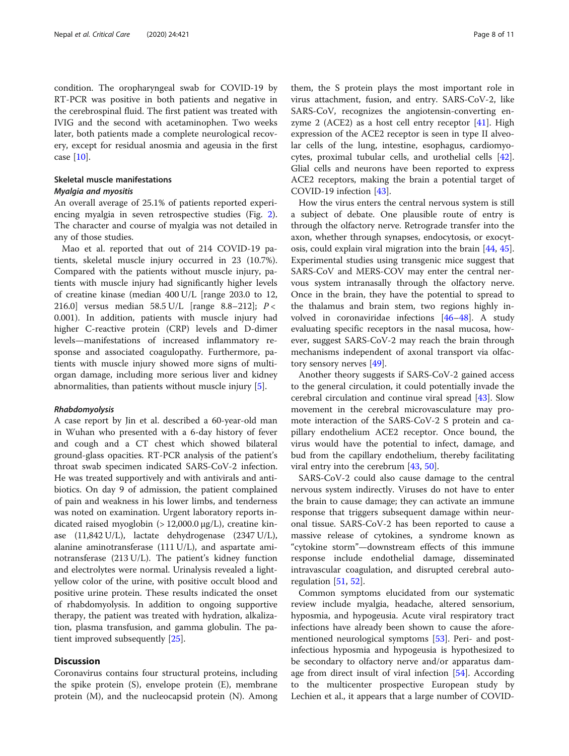condition. The oropharyngeal swab for COVID-19 by RT-PCR was positive in both patients and negative in the cerebrospinal fluid. The first patient was treated with IVIG and the second with acetaminophen. Two weeks later, both patients made a complete neurological recovery, except for residual anosmia and ageusia in the first case [10].

### Skeletal muscle manifestations

#### *Myalgia and myositis*

An overall average of 25.1% of patients reported experiencing myalgia in seven retrospective studies (Fig. 2). The character and course of myalgia was not detailed in any of those studies.

Mao et al. reported that out of 214 COVID-19 patients, skeletal muscle injury occurred in 23 (10.7%). Compared with the patients without muscle injury, patients with muscle injury had significantly higher levels of creatine kinase (median 400 U/L [range 203.0 to 12, 216.0] versus median 58.5 U/L [range 8.8–212]; $P < 0.001$). In addition, patients with muscle injury had higher C-reactive protein (CRP) levels and D-dimer levels—manifestations of increased inflammatory response and associated coagulopathy. Furthermore, patients with muscle injury showed more signs of multiorgan damage, including more serious liver and kidney abnormalities, than patients without muscle injury [5].

#### *Rhabdomyolysis*

A case report by Jin et al. described a 60-year-old man in Wuhan who presented with a 6-day history of fever and cough and a CT chest which showed bilateral ground-glass opacities. RT-PCR analysis of the patient's throat swab specimen indicated SARS-CoV-2 infection. He was treated supportively and with antivirals and antibiotics. On day 9 of admission, the patient complained of pain and weakness in his lower limbs, and tenderness was noted on examination. Urgent laboratory reports indicated raised myoglobin (> 12,000.0 μg/L), creatine kinase (11,842 U/L), lactate dehydrogenase (2347 U/L), alanine aminotransferase (111 U/L), and aspartate aminotransferase (213 U/L). The patient's kidney function and electrolytes were normal. Urinalysis revealed a light-yellow color of the urine, with positive occult blood and positive urine protein. These results indicated the onset of rhabdomyolysis. In addition to ongoing supportive therapy, the patient was treated with hydration, alkalization, plasma transfusion, and gamma globulin. The patient improved subsequently [25].

## Discussion

Coronavirus contains four structural proteins, including the spike protein (S), envelope protein (E), membrane protein (M), and the nucleocapsid protein (N). Among them, the S protein plays the most important role in virus attachment, fusion, and entry. SARS-CoV-2, like SARS-CoV, recognizes the angiotensin-converting enzyme 2 (ACE2) as a host cell entry receptor [41]. High expression of the ACE2 receptor is seen in type II alveolar cells of the lung, esophagus, intestine, cardiomyocytes, proximal tubular cells, and urothelial cells [42]. Glial cells and neurons have been reported to express ACE2 receptors, making the brain a potential target of COVID-19 infection [43].

How the virus enters the central nervous system is still a subject of debate. One plausible route of entry is through the olfactory nerve. Retrograde transfer into the axon, whether through synapses, endocytosis, or exocytosis, could explain viral migration into the brain [44, 45]. Experimental studies using transgenic mice suggest that SARS-CoV and MERS-COV may enter the central nervous system intranasally through the olfactory nerve. Once in the brain, they have the potential to spread to the thalamus and brain stem, two regions highly involved in coronaviridae infections [46–48]. A study evaluating specific receptors in the nasal mucosa, however, suggest SARS-CoV-2 may reach the brain through mechanisms independent of axonal transport via olfactory sensory nerves [49].

Another theory suggests if SARS-CoV-2 gained access to the general circulation, it could potentially invade the cerebral circulation and continue viral spread [43]. Slow movement in the cerebral microvasculature may promote interaction of the SARS-CoV-2 S protein and capillary endothelium ACE2 receptor. Once bound, the virus would have the potential to infect, damage, and bud from the capillary endothelium, thereby facilitating viral entry into the cerebrum [43, 50].

SARS-CoV-2 could also cause damage to the central nervous system indirectly. Viruses do not have to enter the brain to cause damage; they can activate an immune response that triggers subsequent damage within neuronal tissue. SARS-CoV-2 has been reported to cause a massive release of cytokines, a syndrome known as "cytokine storm"—downstream effects of this immune response include endothelial damage, disseminated intravascular coagulation, and disrupted cerebral autoregulation [51, 52].

Common symptoms elucidated from our systematic review include myalgia, headache, altered sensorium, hyposmia, and hypogeusia. Acute viral respiratory tract infections have already been shown to cause the aforementioned neurological symptoms [53]. Peri- and post-infectious hyposmia and hypogeusia is hypothesized to be secondary to olfactory nerve and/or apparatus damage from direct insult of viral infection [54]. According to the multicenter prospective European study by Lechien et al., it appears that a large number of COVID-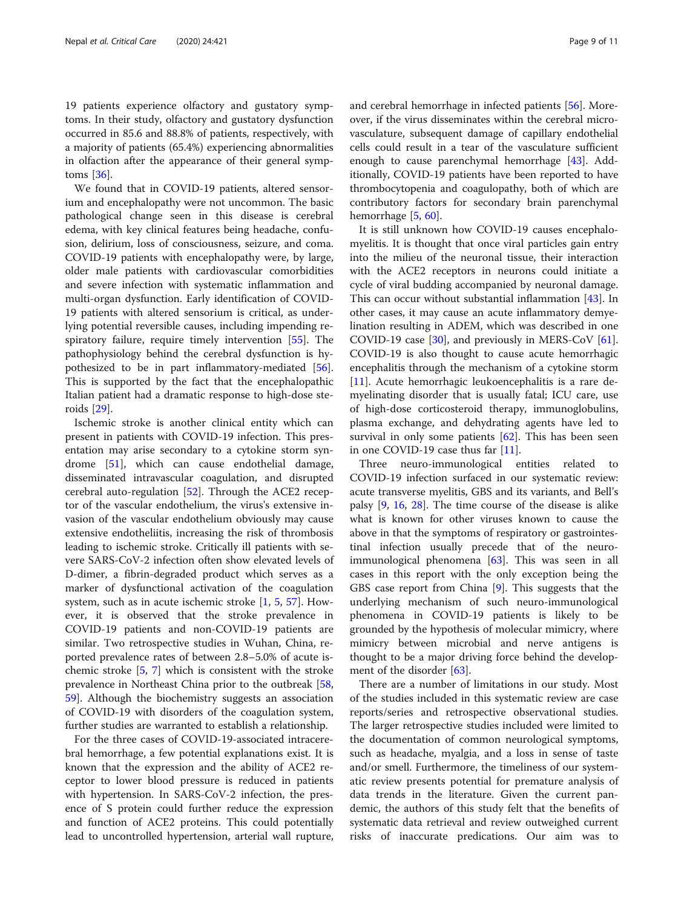19 patients experience olfactory and gustatory symptoms. In their study, olfactory and gustatory dysfunction occurred in 85.6 and 88.8% of patients, respectively, with a majority of patients (65.4%) experiencing abnormalities in olfaction after the appearance of their general symptoms [36].

We found that in COVID-19 patients, altered sensorium and encephalopathy were not uncommon. The basic pathological change seen in this disease is cerebral edema, with key clinical features being headache, confusion, delirium, loss of consciousness, seizure, and coma. COVID-19 patients with encephalopathy were, by large, older male patients with cardiovascular comorbidities and severe infection with systematic inflammation and multi-organ dysfunction. Early identification of COVID-19 patients with altered sensorium is critical, as underlying potential reversible causes, including impending respiratory failure, require timely intervention [55]. The pathophysiology behind the cerebral dysfunction is hypothesized to be in part inflammatory-mediated [56]. This is supported by the fact that the encephalopathic Italian patient had a dramatic response to high-dose steroids [29].

Ischemic stroke is another clinical entity which can present in patients with COVID-19 infection. This presentation may arise secondary to a cytokine storm syndrome [51], which can cause endothelial damage, disseminated intravascular coagulation, and disrupted cerebral auto-regulation [52]. Through the ACE2 receptor of the vascular endothelium, the virus's extensive invasion of the vascular endothelium obviously may cause extensive endotheliitis, increasing the risk of thrombosis leading to ischemic stroke. Critically ill patients with severe SARS-CoV-2 infection often show elevated levels of D-dimer, a fibrin-degraded product which serves as a marker of dysfunctional activation of the coagulation system, such as in acute ischemic stroke [1, 5, 57]. However, it is observed that the stroke prevalence in COVID-19 patients and non-COVID-19 patients are similar. Two retrospective studies in Wuhan, China, reported prevalence rates of between 2.8–5.0% of acute ischemic stroke [5, 7] which is consistent with the stroke prevalence in Northeast China prior to the outbreak [58, 59]. Although the biochemistry suggests an association of COVID-19 with disorders of the coagulation system, further studies are warranted to establish a relationship.

For the three cases of COVID-19-associated intracerebral hemorrhage, a few potential explanations exist. It is known that the expression and the ability of ACE2 receptor to lower blood pressure is reduced in patients with hypertension. In SARS-CoV-2 infection, the presence of S protein could further reduce the expression and function of ACE2 proteins. This could potentially lead to uncontrolled hypertension, arterial wall rupture, and cerebral hemorrhage in infected patients [56]. Moreover, if the virus disseminates within the cerebral microvasculature, subsequent damage of capillary endothelial cells could result in a tear of the vasculature sufficient enough to cause parenchymal hemorrhage [43]. Additionally, COVID-19 patients have been reported to have thrombocytopenia and coagulopathy, both of which are contributory factors for secondary brain parenchymal hemorrhage [5, 60].

It is still unknown how COVID-19 causes encephalomyelitis. It is thought that once viral particles gain entry into the milieu of the neuronal tissue, their interaction with the ACE2 receptors in neurons could initiate a cycle of viral budding accompanied by neuronal damage. This can occur without substantial inflammation [43]. In other cases, it may cause an acute inflammatory demyelination resulting in ADEM, which was described in one COVID-19 case [30], and previously in MERS-CoV [61]. COVID-19 is also thought to cause acute hemorrhagic encephalitis through the mechanism of a cytokine storm [11]. Acute hemorrhagic leukoencephalitis is a rare demyelinating disorder that is usually fatal; ICU care, use of high-dose corticosteroid therapy, immunoglobulins, plasma exchange, and dehydrating agents have led to survival in only some patients [62]. This has been seen in one COVID-19 case thus far [11].

Three neuro-immunological entities related to COVID-19 infection surfaced in our systematic review: acute transverse myelitis, GBS and its variants, and Bell's palsy [9, 16, 28]. The time course of the disease is alike what is known for other viruses known to cause the above in that the symptoms of respiratory or gastrointestinal infection usually precede that of the neuro-immunological phenomena [63]. This was seen in all cases in this report with the only exception being the GBS case report from China [9]. This suggests that the underlying mechanism of such neuro-immunological phenomena in COVID-19 patients is likely to be grounded by the hypothesis of molecular mimicry, where mimicry between microbial and nerve antigens is thought to be a major driving force behind the development of the disorder [63].

There are a number of limitations in our study. Most of the studies included in this systematic review are case reports/series and retrospective observational studies. The larger retrospective studies included were limited to the documentation of common neurological symptoms, such as headache, myalgia, and a loss in sense of taste and/or smell. Furthermore, the timeliness of our systematic review presents potential for premature analysis of data trends in the literature. Given the current pandemic, the authors of this study felt that the benefits of systematic data retrieval and review outweighed current risks of inaccurate predications. Our aim was to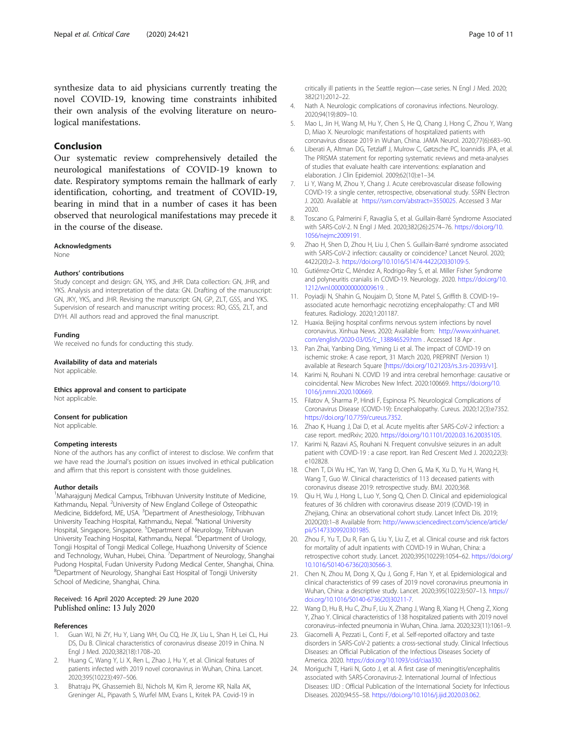synthesize data to aid physicians currently treating the novel COVID-19, knowing time constraints inhibited their own analysis of the evolving literature on neurological manifestations.

## Conclusion

Our systematic review comprehensively detailed the neurological manifestations of COVID-19 known to date. Respiratory symptoms remain the hallmark of early identification, cohorting, and treatment of COVID-19, bearing in mind that in a number of cases it has been observed that neurological manifestations may precede it in the course of the disease.

### Acknowledgments

None

### Authors' contributions

Study concept and design: GN, YKS, and JHR. Data collection: GN, JHR, and YKS. Analysis and interpretation of the data: GN. Drafting of the manuscript: GN, JKY, YKS, and JHR. Revising the manuscript: GN, GP, ZLT, GSS, and YKS. Supervision of research and manuscript writing process: RO, GSS, ZLT, and DYH. All authors read and approved the final manuscript.

### Funding

We received no funds for conducting this study.

### Availability of data and materials

Not applicable.

### Ethics approval and consent to participate

Not applicable.

### Consent for publication

Not applicable.

### Competing interests

None of the authors has any conflict of interest to disclose. We confirm that we have read the Journal's position on issues involved in ethical publication and affirm that this report is consistent with those guidelines.

### Author details

[1]Maharajgunj Medical Campus, Tribhuvan University Institute of Medicine, Kathmandu, Nepal. [2]University of New England College of Osteopathic Medicine, Biddeford, ME, USA. [3]Department of Anesthesiology, Tribhuvan University Teaching Hospital, Kathmandu, Nepal. [4]National University Hospital, Singapore, Singapore. [5]Department of Neurology, Tribhuvan University Teaching Hospital, Kathmandu, Nepal. [6]Department of Urology, Tongji Hospital of Tongji Medical College, Huazhong University of Science and Technology, Wuhan, Hubei, China. [7]Department of Neurology, Shanghai Pudong Hospital, Fudan University Pudong Medical Center, Shanghai, China. [8]Department of Neurology, Shanghai East Hospital of Tongji University School of Medicine, Shanghai, China.

Received: 16 April 2020 Accepted: 29 June 2020
Published online: 13 July 2020

### References

1. Guan WJ, Ni ZY, Hu Y, Liang WH, Ou CQ, He JX, Liu L, Shan H, Lei CL, Hui DS, Du B. Clinical characteristics of coronavirus disease 2019 in China. N Engl J Med. 2020;382(18):1708–20.
2. Huang C, Wang Y, Li X, Ren L, Zhao J, Hu Y, et al. Clinical features of patients infected with 2019 novel coronavirus in Wuhan, China. Lancet. 2020;395(10223):497–506.
3. Bhatraju PK, Ghassemieh BJ, Nichols M, Kim R, Jerome KR, Nalla AK, Greninger AL, Pipavath S, Wurfel MM, Evans L, Kritek PA. Covid-19 in critically ill patients in the Seattle region—case series. N Engl J Med. 2020; 382(21):2012–22.
4. Nath A. Neurologic complications of coronavirus infections. Neurology. 2020;94(19):809–10.
5. Mao L, Jin H, Wang M, Hu Y, Chen S, He Q, Chang J, Hong C, Zhou Y, Wang D, Miao X. Neurologic manifestations of hospitalized patients with coronavirus disease 2019 in Wuhan, China. JAMA Neurol. 2020;77(6):683–90.
6. Liberati A, Altman DG, Tetzlaff J, Mulrow C, Gøtzsche PC, Ioannidis JPA, et al. The PRISMA statement for reporting systematic reviews and meta-analyses of studies that evaluate health care interventions: explanation and elaboration. J Clin Epidemiol. 2009;62(10):e1–34.
7. Li Y, Wang M, Zhou Y, Chang J. Acute cerebrovascular disease following COVID-19: a single center, retrospective, observational study. SSRN Electron J. 2020. Available at https://ssrn.com/abstract=3550025. Accessed 3 Mar 2020.
8. Toscano G, Palmerini F, Ravaglia S, et al. Guillain-Barré Syndrome Associated with SARS-CoV-2. N Engl J Med. 2020;382(26):2574–76. https://doi.org/10.1056/nejmc2009191.
9. Zhao H, Shen D, Zhou H, Liu J, Chen S. Guillain-Barré syndrome associated with SARS-CoV-2 infection: causality or coincidence? Lancet Neurol. 2020; 4422(20):2–3. https://doi.org/10.1016/S1474-4422(20)30109-5.
10. Gutiérrez-Ortiz C, Méndez A, Rodrigo-Rey S, et al. Miller Fisher Syndrome and polyneuritis cranialis in COVID-19. Neurology. 2020. https://doi.org/10.1212/wnl.0000000000009619. .
11. Poyiadji N, Shahin G, Noujaim D, Stone M, Patel S, Griffith B. COVID-19–associated acute hemorrhagic necrotizing encephalopathy: CT and MRI features. Radiology. 2020;1:201187.
12. Huaxia. Beijing hospital confirms nervous system infections by novel coronavirus. Xinhua News. 2020; Available from: http://www.xinhuanet.com/english/2020-03/05/c_138846529.htm . Accessed 18 Apr .
13. Pan Zhai, Yanbing Ding, Yiming Li et al. The impact of COVID-19 on ischemic stroke: A case report, 31 March 2020, PREPRINT (Version 1) available at Research Square [https://doi.org/10.21203/rs.3.rs-20393/v1].
14. Karimi N, Rouhani N. COVID 19 and intra cerebral hemorrhage: causative or coincidental. New Microbes New Infect. 2020:100669. https://doi.org/10.1016/j.nmni.2020.100669.
15. Filatov A, Sharma P, Hindi F, Espinosa PS. Neurological Complications of Coronavirus Disease (COVID-19): Encephalopathy. Cureus. 2020;12(3):e7352. https://doi.org/10.7759/cureus.7352.
16. Zhao K, Huang J, Dai D, et al. Acute myelitis after SARS-CoV-2 infection: a case report. medRxiv; 2020. https://doi.org/10.1101/2020.03.16.20035105.
17. Karimi N, Razavi AS, Rouhani N. Frequent convulsive seizures in an adult patient with COVID-19 : a case report. Iran Red Crescent Med J. 2020;22(3): e102828.
18. Chen T, Di Wu HC, Yan W, Yang D, Chen G, Ma K, Xu D, Yu H, Wang H, Wang T, Guo W. Clinical characteristics of 113 deceased patients with coronavirus disease 2019: retrospective study. BMJ. 2020;368.
19. Qiu H, Wu J, Hong L, Luo Y, Song Q, Chen D. Clinical and epidemiological features of 36 children with coronavirus disease 2019 (COVID-19) in Zhejiang, China: an observational cohort study. Lancet Infect Dis. 2019; 2020(20):1–8 Available from: http://www.sciencedirect.com/science/article/pii/S1473309920301985.
20. Zhou F, Yu T, Du R, Fan G, Liu Y, Liu Z, et al. Clinical course and risk factors for mortality of adult inpatients with COVID-19 in Wuhan, China: a retrospective cohort study. Lancet. 2020;395(10229):1054–62. https://doi.org/10.1016/S0140-6736(20)30566-3.
21. Chen N, Zhou M, Dong X, Qu J, Gong F, Han Y, et al. Epidemiological and clinical characteristics of 99 cases of 2019 novel coronavirus pneumonia in Wuhan, China: a descriptive study. Lancet. 2020;395(10223):507–13. https://doi.org/10.1016/S0140-6736(20)30211-7.
22. Wang D, Hu B, Hu C, Zhu F, Liu X, Zhang J, Wang B, Xiang H, Cheng Z, Xiong Y, Zhao Y. Clinical characteristics of 138 hospitalized patients with 2019 novel coronavirus–infected pneumonia in Wuhan, China. Jama. 2020;323(11):1061–9.
23. Giacomelli A, Pezzati L, Conti F, et al. Self-reported olfactory and taste disorders in SARS-CoV-2 patients: a cross-sectional study. Clinical Infectious Diseases: an Official Publication of the Infectious Diseases Society of America. 2020. https://doi.org/10.1093/cid/ciaa330.
24. Moriguchi T, Harii N, Goto J, et al. A first case of meningitis/encephalitis associated with SARS-Coronavirus-2. International Journal of Infectious Diseases: IJID : Official Publication of the International Society for Infectious Diseases. 2020;94:55–58. https://doi.org/10.1016/j.ijid.2020.03.062.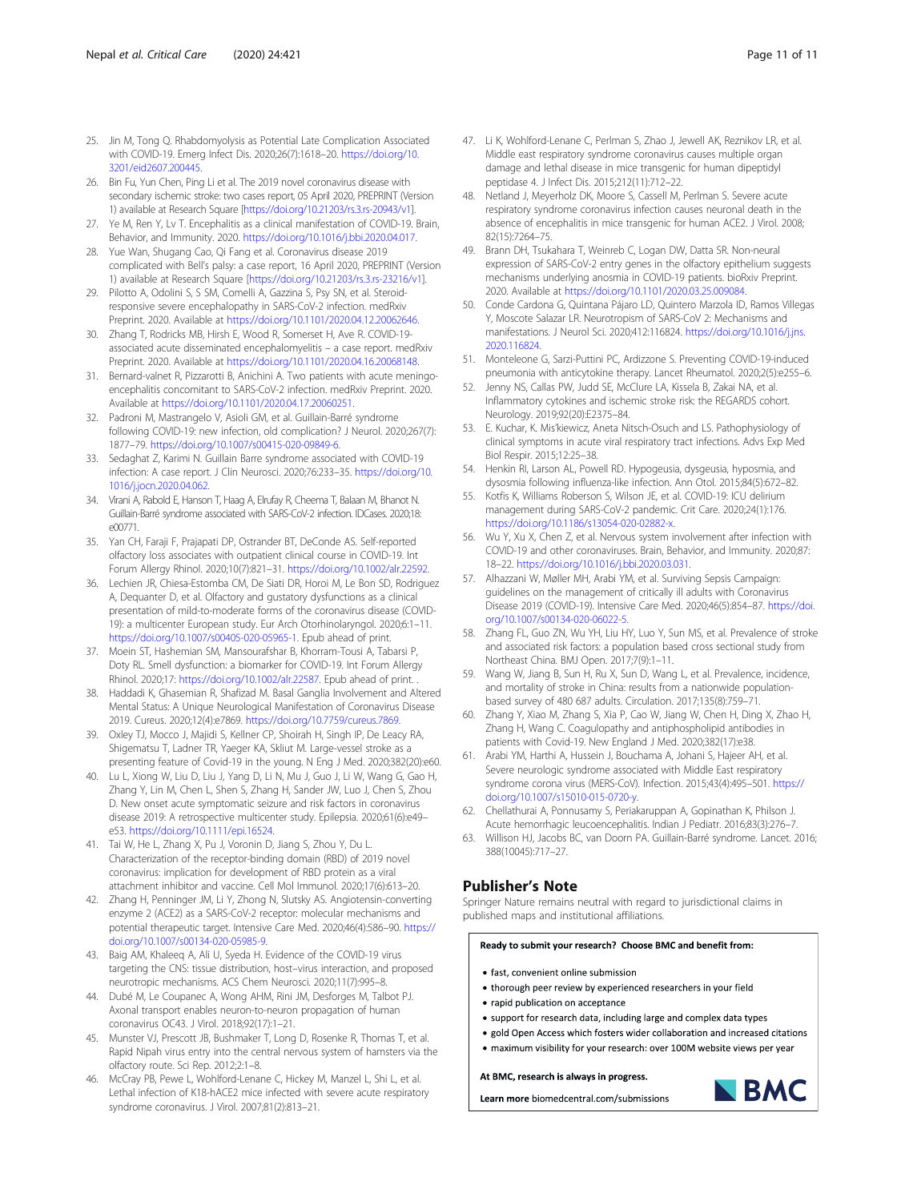25. Jin M, Tong Q. Rhabdomyolysis as Potential Late Complication Associated with COVID-19. Emerg Infect Dis. 2020;26(7):1618–20. https://doi.org/10.3201/eid2607.200445.
26. Bin Fu, Yun Chen, Ping Li et al. The 2019 novel coronavirus disease with secondary ischemic stroke: two cases report, 05 April 2020, PREPRINT (Version 1) available at Research Square [https://doi.org/10.21203/rs.3.rs-20943/v1].
27. Ye M, Ren Y, Lv T. Encephalitis as a clinical manifestation of COVID-19. Brain, Behavior, and Immunity. 2020. https://doi.org/10.1016/j.bbi.2020.04.017.
28. Yue Wan, Shugang Cao, Qi Fang et al. Coronavirus disease 2019 complicated with Bell's palsy: a case report, 16 April 2020, PREPRINT (Version 1) available at Research Square [https://doi.org/10.21203/rs.3.rs-23216/v1].
29. Pilotto A, Odolini S, S SM, Comelli A, Gazzina S, Psy SN, et al. Steroid-responsive severe encephalopathy in SARS-CoV-2 infection. medRxiv Preprint. 2020. Available at https://doi.org/10.1101/2020.04.12.20062646.
30. Zhang T, Rodricks MB, Hirsh E, Wood R, Somerset H, Ave R. COVID-19-associated acute disseminated encephalomyelitis – a case report. medRxiv Preprint. 2020. Available at https://doi.org/10.1101/2020.04.16.20068148.
31. Bernard-valnet R, Pizzarotti B, Anichini A. Two patients with acute meningo-encephalitis concomitant to SARS-CoV-2 infection. medRxiv Preprint. 2020. Available at https://doi.org/10.1101/2020.04.17.20060251.
32. Padroni M, Mastrangelo V, Asioli GM, et al. Guillain-Barré syndrome following COVID-19: new infection, old complication? J Neurol. 2020;267(7):1877–79. https://doi.org/10.1007/s00415-020-09849-6.
33. Sedaghat Z, Karimi N. Guillain Barre syndrome associated with COVID-19 infection: A case report. J Clin Neurosci. 2020;76:233–35. https://doi.org/10.1016/j.jocn.2020.04.062.
34. Virani A, Rabold E, Hanson T, Haag A, Elrufay R, Cheema T, Balaan M, Bhanot N. Guillain-Barré syndrome associated with SARS-CoV-2 infection. IDCases. 2020;18:e00771.
35. Yan CH, Faraji F, Prajapati DP, Ostrander BT, DeConde AS. Self-reported olfactory loss associates with outpatient clinical course in COVID-19. Int Forum Allergy Rhinol. 2020;10(7):821–31. https://doi.org/10.1002/alr.22592.
36. Lechien JR, Chiesa-Estomba CM, De Siati DR, Horoi M, Le Bon SD, Rodriguez A, Dequanter D, et al. Olfactory and gustatory dysfunctions as a clinical presentation of mild-to-moderate forms of the coronavirus disease (COVID-19): a multicenter European study. Eur Arch Otorhinolaryngol. 2020;6:1–11. https://doi.org/10.1007/s00405-020-05965-1. Epub ahead of print.
37. Moein ST, Hashemian SM, Mansourafshar B, Khorram-Tousi A, Tabarsi P, Doty RL. Smell dysfunction: a biomarker for COVID-19. Int Forum Allergy Rhinol. 2020;17: https://doi.org/10.1002/alr.22587. Epub ahead of print. .
38. Haddadi K, Ghasemian R, Shafizad M. Basal Ganglia Involvement and Altered Mental Status: A Unique Neurological Manifestation of Coronavirus Disease 2019. Cureus. 2020;12(4):e7869. https://doi.org/10.7759/cureus.7869.
39. Oxley TJ, Mocco J, Majidi S, Kellner CP, Shoirah H, Singh IP, De Leacy RA, Shigematsu T, Ladner TR, Yaeger KA, Skliut M. Large-vessel stroke as a presenting feature of Covid-19 in the young. N Eng J Med. 2020;382(20):e60.
40. Lu L, Xiong W, Liu D, Liu J, Yang D, Li N, Mu J, Guo J, Li W, Wang G, Gao H, Zhang Y, Lin M, Chen L, Shen S, Zhang H, Sander JW, Luo J, Chen S, Zhou D. New onset acute symptomatic seizure and risk factors in coronavirus disease 2019: A retrospective multicenter study. Epilepsia. 2020;61(6):e49–e53. https://doi.org/10.1111/epi.16524.
41. Tai W, He L, Zhang X, Pu J, Voronin D, Jiang S, Zhou Y, Du L. Characterization of the receptor-binding domain (RBD) of 2019 novel coronavirus: implication for development of RBD protein as a viral attachment inhibitor and vaccine. Cell Mol Immunol. 2020;17(6):613–20.
42. Zhang H, Penninger JM, Li Y, Zhong N, Slutsky AS. Angiotensin-converting enzyme 2 (ACE2) as a SARS-CoV-2 receptor: molecular mechanisms and potential therapeutic target. Intensive Care Med. 2020;46(4):586–90. https://doi.org/10.1007/s00134-020-05985-9.
43. Baig AM, Khaleeq A, Ali U, Syeda H. Evidence of the COVID-19 virus targeting the CNS: tissue distribution, host–virus interaction, and proposed neurotropic mechanisms. ACS Chem Neurosci. 2020;11(7):995–8.
44. Dubé M, Le Coupanec A, Wong AHM, Rini JM, Desforges M, Talbot PJ. Axonal transport enables neuron-to-neuron propagation of human coronavirus OC43. J Virol. 2018;92(17):1–21.
45. Munster VJ, Prescott JB, Bushmaker T, Long D, Rosenke R, Thomas T, et al. Rapid Nipah virus entry into the central nervous system of hamsters via the olfactory route. Sci Rep. 2012;2:1–8.
46. McCray PB, Pewe L, Wohlford-Lenane C, Hickey M, Manzel L, Shi L, et al. Lethal infection of K18-hACE2 mice infected with severe acute respiratory syndrome coronavirus. J Virol. 2007;81(2):813–21.
47. Li K, Wohlford-Lenane C, Perlman S, Zhao J, Jewell AK, Reznikov LR, et al. Middle east respiratory syndrome coronavirus causes multiple organ damage and lethal disease in mice transgenic for human dipeptidyl peptidase 4. J Infect Dis. 2015;212(11):712–22.
48. Netland J, Meyerholz DK, Moore S, Cassell M, Perlman S. Severe acute respiratory syndrome coronavirus infection causes neuronal death in the absence of encephalitis in mice transgenic for human ACE2. J Virol. 2008;82(15):7264–75.
49. Brann DH, Tsukahara T, Weinreb C, Logan DW, Datta SR. Non-neural expression of SARS-CoV-2 entry genes in the olfactory epithelium suggests mechanisms underlying anosmia in COVID-19 patients. bioRxiv Preprint. 2020. Available at https://doi.org/10.1101/2020.03.25.009084.
50. Conde Cardona G, Quintana Pájaro LD, Quintero Marzola ID, Ramos Villegas Y, Moscote Salazar LR. Neurotropism of SARS-CoV 2: Mechanisms and manifestations. J Neurol Sci. 2020;412:116824. https://doi.org/10.1016/j.jns.2020.116824.
51. Monteleone G, Sarzi-Puttini PC, Ardizzone S. Preventing COVID-19-induced pneumonia with anticytokine therapy. Lancet Rheumatol. 2020;2(5):e255–6.
52. Jenny NS, Callas PW, Judd SE, McClure LA, Kissela B, Zakai NA, et al. Inflammatory cytokines and ischemic stroke risk: the REGARDS cohort. Neurology. 2019;92(20):E2375–84.
53. E. Kuchar, K. Mis'kiewicz, Aneta Nitsch-Osuch and LS. Pathophysiology of clinical symptoms in acute viral respiratory tract infections. Advs Exp Med Biol Respir. 2015;12:25–38.
54. Henkin RI, Larson AL, Powell RD. Hypogeusia, dysgeusia, hyposmia, and dysosmia following influenza-like infection. Ann Otol. 2015;84(5):672–82.
55. Kotfis K, Williams Roberson S, Wilson JE, et al. COVID-19: ICU delirium management during SARS-CoV-2 pandemic. Crit Care. 2020;24(1):176. https://doi.org/10.1186/s13054-020-02882-x.
56. Wu Y, Xu X, Chen Z, et al. Nervous system involvement after infection with COVID-19 and other coronaviruses. Brain, Behavior, and Immunity. 2020;87:18–22. https://doi.org/10.1016/j.bbi.2020.03.031.
57. Alhazzani W, Møller MH, Arabi YM, et al. Surviving Sepsis Campaign: guidelines on the management of critically ill adults with Coronavirus Disease 2019 (COVID-19). Intensive Care Med. 2020;46(5):854–87. https://doi.org/10.1007/s00134-020-06022-5.
58. Zhang FL, Guo ZN, Wu YH, Liu HY, Luo Y, Sun MS, et al. Prevalence of stroke and associated risk factors: a population based cross sectional study from Northeast China. BMJ Open. 2017;7(9):1–11.
59. Wang W, Jiang B, Sun H, Ru X, Sun D, Wang L, et al. Prevalence, incidence, and mortality of stroke in China: results from a nationwide population-based survey of 480 687 adults. Circulation. 2017;135(8):759–71.
60. Zhang Y, Xiao M, Zhang S, Xia P, Cao W, Jiang W, Chen H, Ding X, Zhao H, Zhang H, Wang C. Coagulopathy and antiphospholipid antibodies in patients with Covid-19. New England J Med. 2020;382(17):e38.
61. Arabi YM, Harthi A, Hussein J, Bouchama A, Johani S, Hajeer AH, et al. Severe neurologic syndrome associated with Middle East respiratory syndrome corona virus (MERS-CoV). Infection. 2015;43(4):495–501. https://doi.org/10.1007/s15010-015-0720-y.
62. Chellathurai A, Ponnusamy S, Periakaruppan A, Gopinathan K, Philson J. Acute hemorrhagic leucoencephalitis. Indian J Pediatr. 2016;83(3):276–7.
63. Willison HJ, Jacobs BC, van Doorn PA. Guillain-Barré syndrome. Lancet. 2016;388(10045):717–27.

## Publisher's Note

Springer Nature remains neutral with regard to jurisdictional claims in published maps and institutional affiliations.

**Ready to submit your research? Choose BMC and benefit from:**

- fast, convenient online submission
- thorough peer review by experienced researchers in your field
- rapid publication on acceptance
- support for research data, including large and complex data types
- gold Open Access which fosters wider collaboration and increased citations
- maximum visibility for your research: over 100M website views per year

**At BMC, research is always in progress.**

**Learn more** biomedcentral.com/submissions

BMC